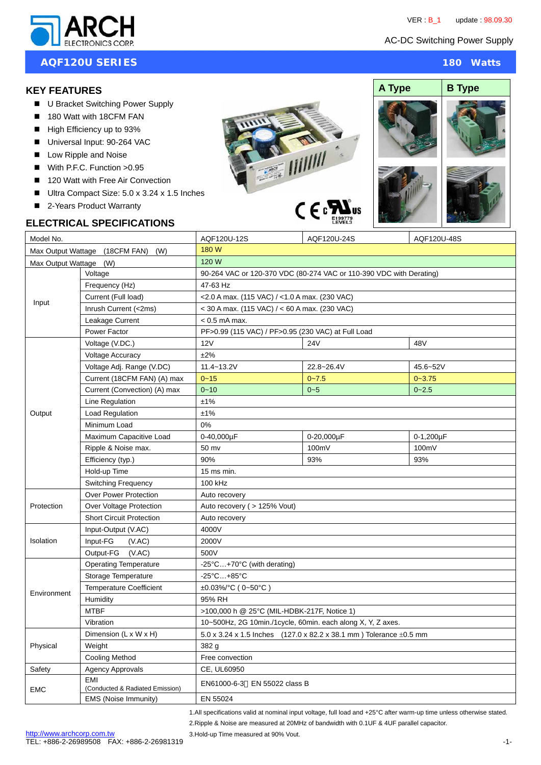VER : B_1 update : 98.09.30

AC-DC Switching Power Supply

## AQF120U SERIES — 180 Watts

### KEY FEATURES

- U Bracket Switching Power Supply
- 180 Watt with 18CFM FAN
- High Efficiency up to 93%
- Universal Input: 90-264 VAC
- Low Ripple and Noise
- With P.F.C. Function >0.95
- 120 Watt with Free Air Convection
- Ultra Compact Size: 5.0 x 3.24 x 1.5 Inches
- 2-Years Product Warranty

A Type | B Type

E199779 LEVEL3

### ELECTRICAL SPECIFICATIONS

| Model No. | | AQF120U-12S | AQF120U-24S | AQF120U-48S |
|---|---|---|---|---|
| Max Output Wattage (18CFM FAN) (W) | | 180 W | | |
| Max Output Wattage (W) | | 120 W | | |
| Input | Voltage | 90-264 VAC or 120-370 VDC (80-274 VAC or 110-390 VDC with Derating) | | |
| | Frequency (Hz) | 47-63 Hz | | |
| | Current (Full load) | <2.0 A max. (115 VAC) / <1.0 A max. (230 VAC) | | |
| | Inrush Current (<2ms) | < 30 A max. (115 VAC) / < 60 A max. (230 VAC) | | |
| | Leakage Current | < 0.5 mA max. | | |
| | Power Factor | PF>0.99 (115 VAC) / PF>0.95 (230 VAC) at Full Load | | |
| Output | Voltage (V.DC.) | 12V | 24V | 48V |
| | Voltage Accuracy | ±2% | | |
| | Voltage Adj. Range (V.DC) | 11.4~13.2V | 22.8~26.4V | 45.6~52V |
| | Current (18CFM FAN) (A) max | 0~15 | 0~7.5 | 0~3.75 |
| | Current (Convection) (A) max | 0~10 | 0~5 | 0~2.5 |
| | Line Regulation | ±1% | | |
| | Load Regulation | ±1% | | |
| | Minimum Load | 0% | | |
| | Maximum Capacitive Load | 0-40,000µF | 0-20,000µF | 0-1,200µF |
| | Ripple & Noise max. | 50 mv | 100mV | 100mV |
| | Efficiency (typ.) | 90% | 93% | 93% |
| | Hold-up Time | 15 ms min. | | |
| | Switching Frequency | 100 kHz | | |
| Protection | Over Power Protection | Auto recovery | | |
| | Over Voltage Protection | Auto recovery ( > 125% Vout) | | |
| | Short Circuit Protection | Auto recovery | | |
| Isolation | Input-Output (V.AC) | 4000V | | |
| | Input-FG (V.AC) | 2000V | | |
| | Output-FG (V.AC) | 500V | | |
| Environment | Operating Temperature | -25°C…+70°C (with derating) | | |
| | Storage Temperature | -25°C…+85°C | | |
| | Temperature Coefficient | ±0.03%/°C ( 0~50°C ) | | |
| | Humidity | 95% RH | | |
| | MTBF | >100,000 h @ 25°C (MIL-HDBK-217F, Notice 1) | | |
| | Vibration | 10~500Hz, 2G 10min./1cycle, 60min. each along X, Y, Z axes. | | |
| Physical | Dimension (L x W x H) | 5.0 x 3.24 x 1.5 Inches (127.0 x 82.2 x 38.1 mm ) Tolerance ±0.5 mm | | |
| | Weight | 382 g | | |
| | Cooling Method | Free convection | | |
| Safety | Agency Approvals | CE, UL60950 | | |
| EMC | EMI (Conducted & Radiated Emission) | EN61000-6-3、EN 55022 class B | | |
| | EMS (Noise Immunity) | EN 55024 | | |

1.All specifications valid at nominal input voltage, full load and +25°C after warm-up time unless otherwise stated.
2.Ripple & Noise are measured at 20MHz of bandwidth with 0.1UF & 4UF parallel capacitor.
3.Hold-up Time measured at 90% Vout.

http://www.archcorp.com.tw
TEL: +886-2-26989508 FAX: +886-2-26981319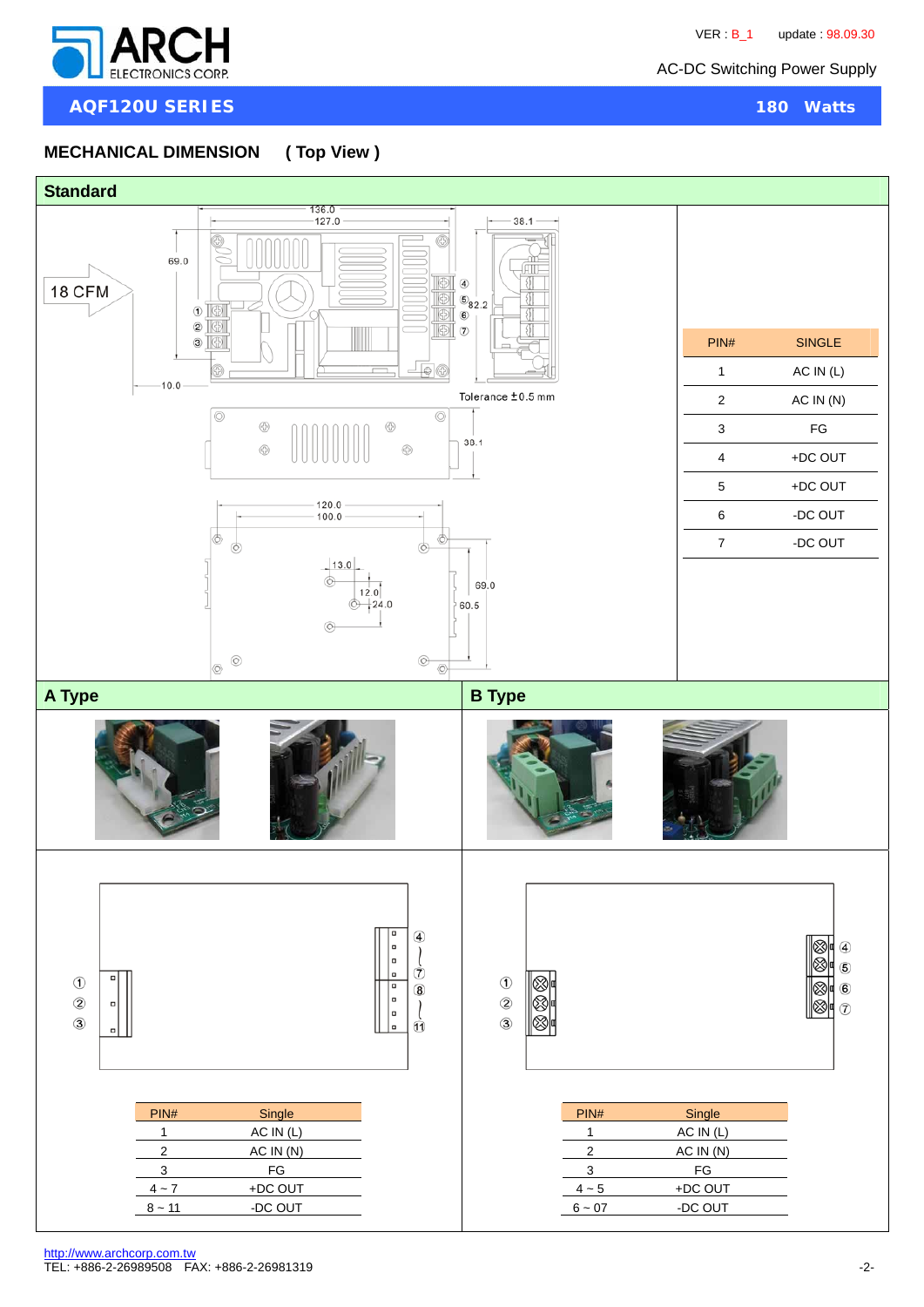## MECHANICAL DIMENSION ( Top View )

### Standard

18 CFM

136.0
127.0
38.1
69.0
82.2
10.0
Tolerance ±0.5 mm
30.1
120.0
100.0
13.0
12.0
24.0
69.0
60.5

| PIN# | SINGLE |
|---|---|
| 1 | AC IN (L) |
| 2 | AC IN (N) |
| 3 | FG |
| 4 | +DC OUT |
| 5 | +DC OUT |
| 6 | -DC OUT |
| 7 | -DC OUT |

### A Type

| PIN# | Single |
|---|---|
| 1 | AC IN (L) |
| 2 | AC IN (N) |
| 3 | FG |
| 4 ~ 7 | +DC OUT |
| 8 ~ 11 | -DC OUT |

### B Type

| PIN# | Single |
|---|---|
| 1 | AC IN (L) |
| 2 | AC IN (N) |
| 3 | FG |
| 4 ~ 5 | +DC OUT |
| 6 ~ 07 | -DC OUT |

http://www.archcorp.com.tw
TEL: +886-2-26989508 FAX: +886-2-26981319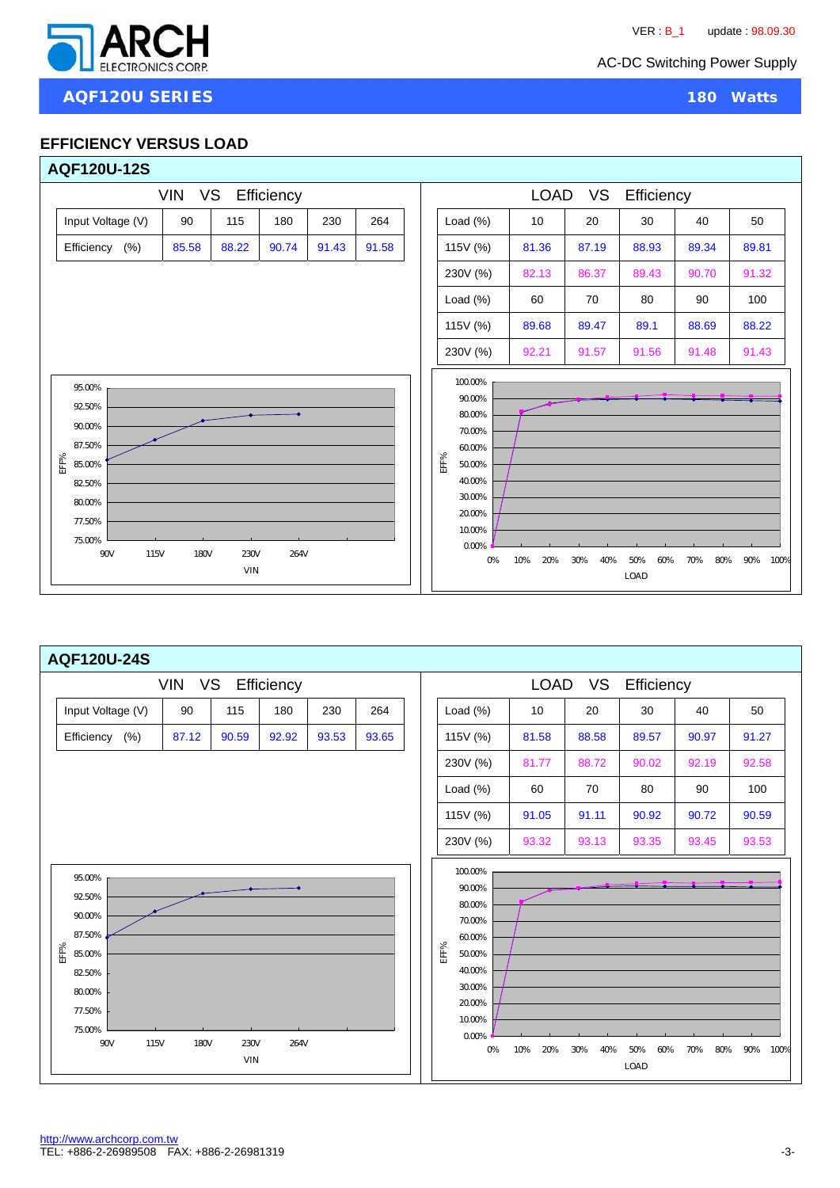## EFFICIENCY VERSUS LOAD

### AQF120U-12S

**VIN VS Efficiency**

| Input Voltage (V) | 90 | 115 | 180 | 230 | 264 |
|---|---|---|---|---|---|
| Efficiency (%) | 85.58 | 88.22 | 90.74 | 91.43 | 91.58 |

**LOAD VS Efficiency**

| Load (%) | 10 | 20 | 30 | 40 | 50 |
|---|---|---|---|---|---|
| 115V (%) | 81.36 | 87.19 | 88.93 | 89.34 | 89.81 |
| 230V (%) | 82.13 | 86.37 | 89.43 | 90.70 | 91.32 |
| Load (%) | 60 | 70 | 80 | 90 | 100 |
| 115V (%) | 89.68 | 89.47 | 89.1 | 88.69 | 88.22 |
| 230V (%) | 92.21 | 91.57 | 91.56 | 91.48 | 91.43 |

### AQF120U-24S

**VIN VS Efficiency**

| Input Voltage (V) | 90 | 115 | 180 | 230 | 264 |
|---|---|---|---|---|---|
| Efficiency (%) | 87.12 | 90.59 | 92.92 | 93.53 | 93.65 |

**LOAD VS Efficiency**

| Load (%) | 10 | 20 | 30 | 40 | 50 |
|---|---|---|---|---|---|
| 115V (%) | 81.58 | 88.58 | 89.57 | 90.97 | 91.27 |
| 230V (%) | 81.77 | 88.72 | 90.02 | 92.19 | 92.58 |
| Load (%) | 60 | 70 | 80 | 90 | 100 |
| 115V (%) | 91.05 | 91.11 | 90.92 | 90.72 | 90.59 |
| 230V (%) | 93.32 | 93.13 | 93.35 | 93.45 | 93.53 |

http://www.archcorp.com.tw
TEL: +886-2-26989508 FAX: +886-2-26981319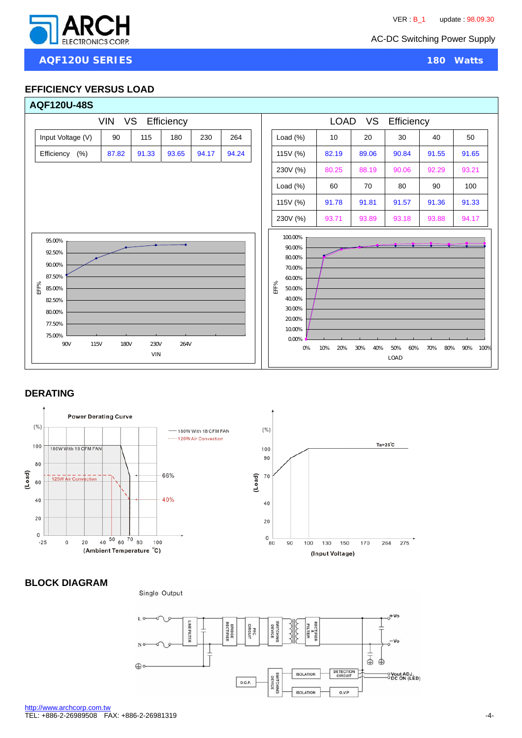VER : B_1 update : 98.09.30

AC-DC Switching Power Supply

## AQF120U SERIES 180 Watts

## EFFICIENCY VERSUS LOAD

### AQF120U-48S

VIN VS Efficiency

| Input Voltage (V) | 90 | 115 | 180 | 230 | 264 |
|---|---|---|---|---|---|
| Efficiency (%) | 87.82 | 91.33 | 93.65 | 94.17 | 94.24 |

LOAD VS Efficiency

| Load (%) | 10 | 20 | 30 | 40 | 50 |
|---|---|---|---|---|---|
| 115V (%) | 82.19 | 89.06 | 90.84 | 91.55 | 91.65 |
| 230V (%) | 80.25 | 88.19 | 90.06 | 92.29 | 93.21 |
| Load (%) | 60 | 70 | 80 | 90 | 100 |
| 115V (%) | 91.78 | 91.81 | 91.57 | 91.36 | 91.33 |
| 230V (%) | 93.71 | 93.89 | 93.18 | 93.88 | 94.17 |

EFF%
95.00% 92.50% 90.00% 87.50% 85.00% 82.50% 80.00% 77.50% 75.00%
90V 115V 180V 230V 264V
VIN

EFF%
100.00% 90.00% 80.00% 70.00% 60.00% 50.00% 40.00% 30.00% 20.00% 10.00% 0.00%
0% 10% 20% 30% 40% 50% 60% 70% 80% 90% 100%
LOAD

## DERATING

Power Derating Curve

(%) (Load)
100 80 60 40 20 0
-25 0 20 40 50 60 70 80 100
(Ambient Temperature °C)

180W With 18 CFM FAN
120W Air Convection
66%
40%

(%) (Load)
100 90 70 40 20 0
80 90 100 130 150 170 264 275
(Input Voltage)
Ta=25°C

## BLOCK DIAGRAM

Single Output

L N ⊕ LINE FILTER BRIDGE RECTIFIER PFC CIRCUIT SWITCHING DEVICE RECTIFIER & FILTER +Vo -Vo O.C.P. SWITCHING DEVICE ISOLATION DETECTION CIRCUIT ISOLATION O.V.P Vout ADJ. DC ON (LED)

http://www.archcorp.com.tw
TEL: +886-2-26989508 FAX: +886-2-26981319